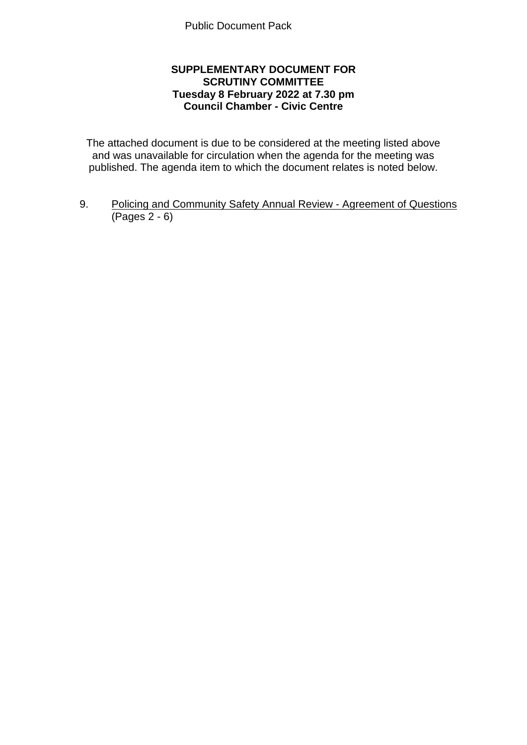Public Document Pack

**SUPPLEMENTARY DOCUMENT FOR SCRUTINY COMMITTEE**
**Tuesday 8 February 2022 at 7.30 pm**
**Council Chamber - Civic Centre**

The attached document is due to be considered at the meeting listed above and was unavailable for circulation when the agenda for the meeting was published. The agenda item to which the document relates is noted below.

9. Policing and Community Safety Annual Review - Agreement of Questions (Pages 2 - 6)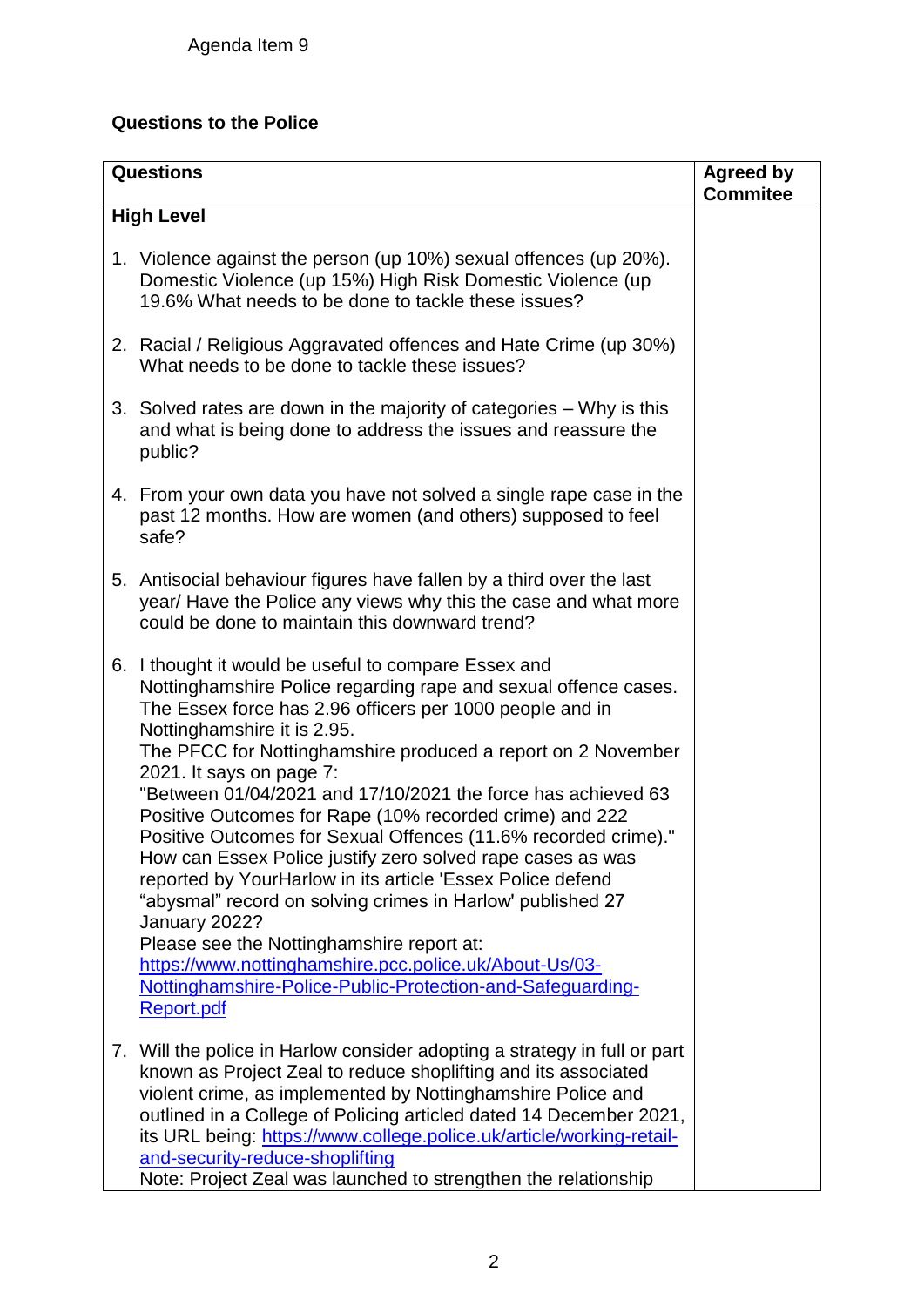Agenda Item 9

**Questions to the Police**

| **Questions** | **Agreed by Commitee** |
|---|---|
| **High Level** | |
| 1. Violence against the person (up 10%) sexual offences (up 20%). Domestic Violence (up 15%) High Risk Domestic Violence (up 19.6% What needs to be done to tackle these issues? | |
| 2. Racial / Religious Aggravated offences and Hate Crime (up 30%) What needs to be done to tackle these issues? | |
| 3. Solved rates are down in the majority of categories – Why is this and what is being done to address the issues and reassure the public? | |
| 4. From your own data you have not solved a single rape case in the past 12 months. How are women (and others) supposed to feel safe? | |
| 5. Antisocial behaviour figures have fallen by a third over the last year/ Have the Police any views why this the case and what more could be done to maintain this downward trend? | |
| 6. I thought it would be useful to compare Essex and Nottinghamshire Police regarding rape and sexual offence cases. The Essex force has 2.96 officers per 1000 people and in Nottinghamshire it is 2.95. The PFCC for Nottinghamshire produced a report on 2 November 2021. It says on page 7: "Between 01/04/2021 and 17/10/2021 the force has achieved 63 Positive Outcomes for Rape (10% recorded crime) and 222 Positive Outcomes for Sexual Offences (11.6% recorded crime)." How can Essex Police justify zero solved rape cases as was reported by YourHarlow in its article 'Essex Police defend "abysmal" record on solving crimes in Harlow' published 27 January 2022? Please see the Nottinghamshire report at: https://www.nottinghamshire.pcc.police.uk/About-Us/03-Nottinghamshire-Police-Public-Protection-and-Safeguarding-Report.pdf | |
| 7. Will the police in Harlow consider adopting a strategy in full or part known as Project Zeal to reduce shoplifting and its associated violent crime, as implemented by Nottinghamshire Police and outlined in a College of Policing articled dated 14 December 2021, its URL being: https://www.college.police.uk/article/working-retail-and-security-reduce-shoplifting Note: Project Zeal was launched to strengthen the relationship | |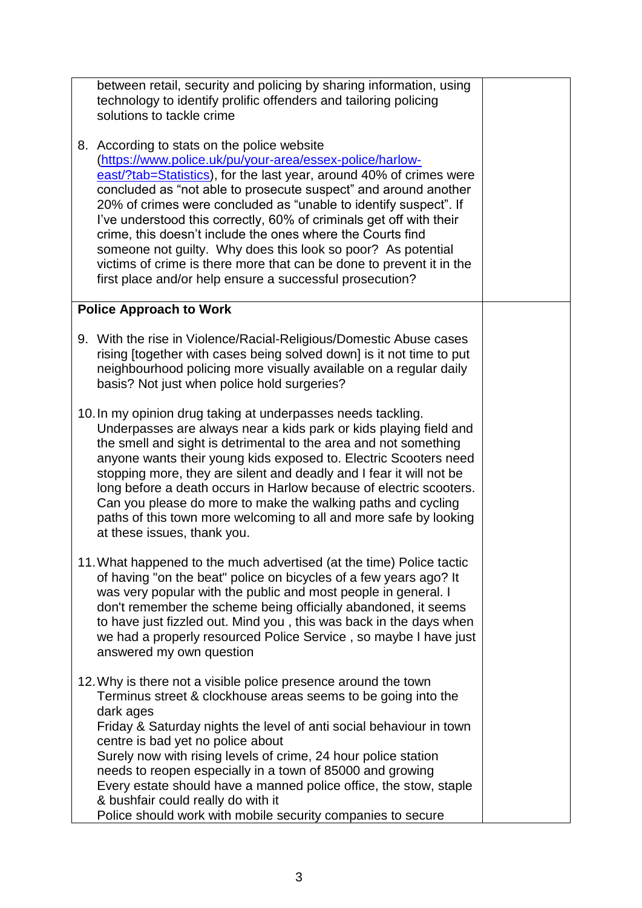| | |
|---|---|
| between retail, security and policing by sharing information, using technology to identify prolific offenders and tailoring policing solutions to tackle crime<br><br>8. According to stats on the police website (https://www.police.uk/pu/your-area/essex-police/harlow-east/?tab=Statistics), for the last year, around 40% of crimes were concluded as "not able to prosecute suspect" and around another 20% of crimes were concluded as "unable to identify suspect". If I've understood this correctly, 60% of criminals get off with their crime, this doesn't include the ones where the Courts find someone not guilty. Why does this look so poor? As potential victims of crime is there more that can be done to prevent it in the first place and/or help ensure a successful prosecution? | |
| **Police Approach to Work**<br><br>9. With the rise in Violence/Racial-Religious/Domestic Abuse cases rising [together with cases being solved down] is it not time to put neighbourhood policing more visually available on a regular daily basis? Not just when police hold surgeries?<br><br>10. In my opinion drug taking at underpasses needs tackling. Underpasses are always near a kids park or kids playing field and the smell and sight is detrimental to the area and not something anyone wants their young kids exposed to. Electric Scooters need stopping more, they are silent and deadly and I fear it will not be long before a death occurs in Harlow because of electric scooters. Can you please do more to make the walking paths and cycling paths of this town more welcoming to all and more safe by looking at these issues, thank you.<br><br>11. What happened to the much advertised (at the time) Police tactic of having "on the beat" police on bicycles of a few years ago? It was very popular with the public and most people in general. I don't remember the scheme being officially abandoned, it seems to have just fizzled out. Mind you , this was back in the days when we had a properly resourced Police Service , so maybe I have just answered my own question<br><br>12. Why is there not a visible police presence around the town Terminus street & clockhouse areas seems to be going into the dark ages<br>Friday & Saturday nights the level of anti social behaviour in town centre is bad yet no police about<br>Surely now with rising levels of crime, 24 hour police station needs to reopen especially in a town of 85000 and growing<br>Every estate should have a manned police office, the stow, staple & bushfair could really do with it<br>Police should work with mobile security companies to secure | |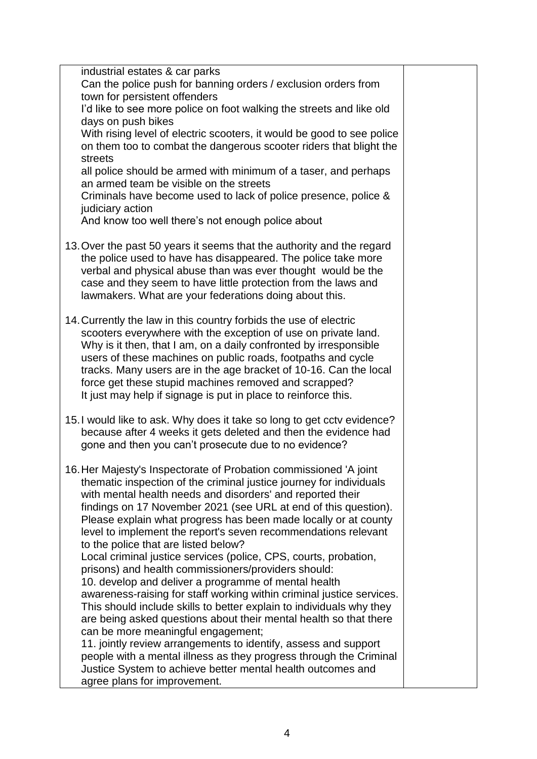| | |
|---|---|
| industrial estates & car parks<br>Can the police push for banning orders / exclusion orders from town for persistent offenders<br>I'd like to see more police on foot walking the streets and like old days on push bikes<br>With rising level of electric scooters, it would be good to see police on them too to combat the dangerous scooter riders that blight the streets<br>all police should be armed with minimum of a taser, and perhaps an armed team be visible on the streets<br>Criminals have become used to lack of police presence, police & judiciary action<br>And know too well there's not enough police about<br><br>13. Over the past 50 years it seems that the authority and the regard the police used to have has disappeared. The police take more verbal and physical abuse than was ever thought would be the case and they seem to have little protection from the laws and lawmakers. What are your federations doing about this.<br><br>14. Currently the law in this country forbids the use of electric scooters everywhere with the exception of use on private land. Why is it then, that I am, on a daily confronted by irresponsible users of these machines on public roads, footpaths and cycle tracks. Many users are in the age bracket of 10-16. Can the local force get these stupid machines removed and scrapped?<br>It just may help if signage is put in place to reinforce this.<br><br>15. I would like to ask. Why does it take so long to get cctv evidence? because after 4 weeks it gets deleted and then the evidence had gone and then you can't prosecute due to no evidence?<br><br>16. Her Majesty's Inspectorate of Probation commissioned 'A joint thematic inspection of the criminal justice journey for individuals with mental health needs and disorders' and reported their findings on 17 November 2021 (see URL at end of this question). Please explain what progress has been made locally or at county level to implement the report's seven recommendations relevant to the police that are listed below?<br>Local criminal justice services (police, CPS, courts, probation, prisons) and health commissioners/providers should:<br>10. develop and deliver a programme of mental health awareness-raising for staff working within criminal justice services. This should include skills to better explain to individuals why they are being asked questions about their mental health so that there can be more meaningful engagement;<br>11. jointly review arrangements to identify, assess and support people with a mental illness as they progress through the Criminal Justice System to achieve better mental health outcomes and agree plans for improvement. | |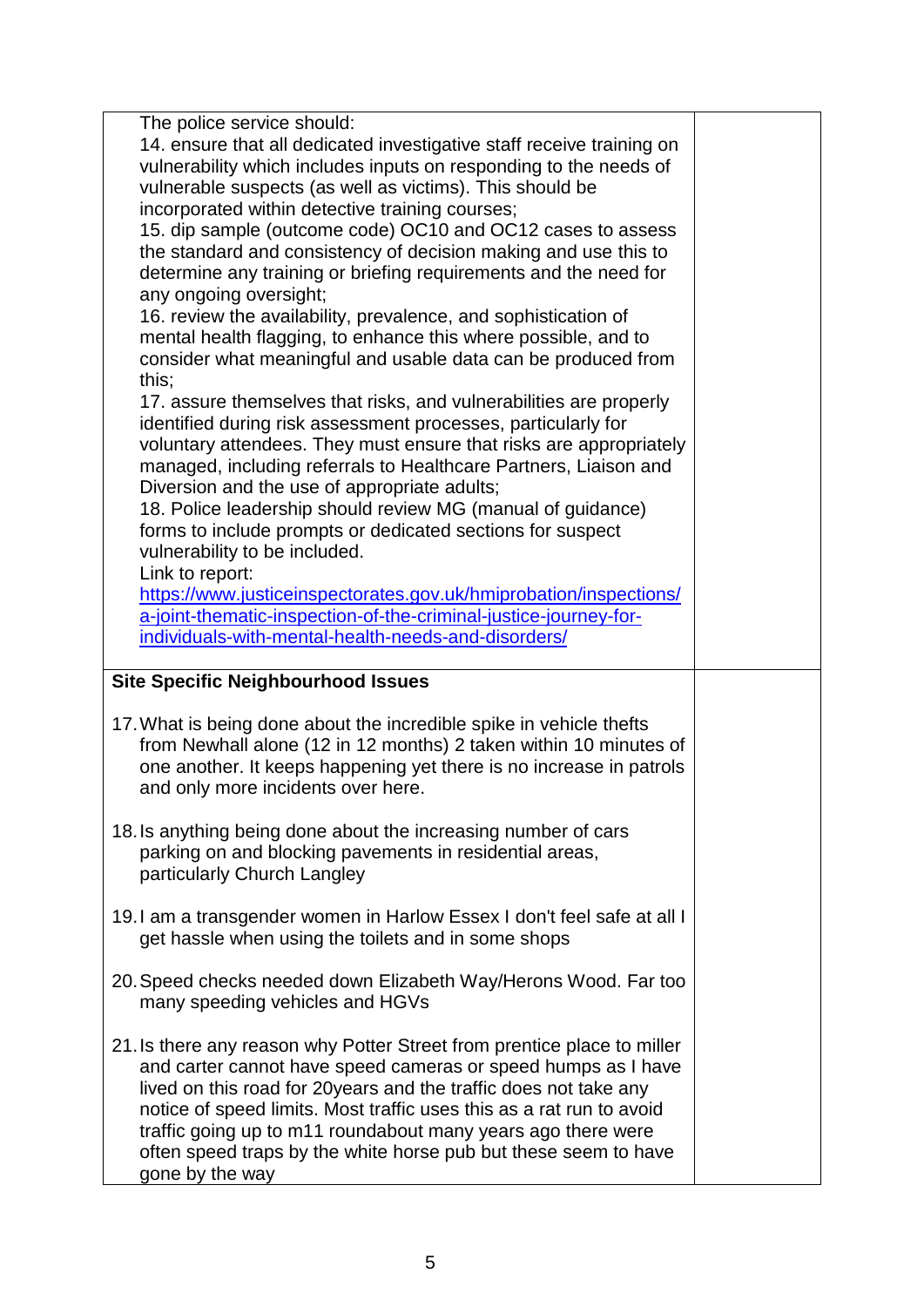| | |
|---|---|
| The police service should:<br>14. ensure that all dedicated investigative staff receive training on vulnerability which includes inputs on responding to the needs of vulnerable suspects (as well as victims). This should be incorporated within detective training courses;<br>15. dip sample (outcome code) OC10 and OC12 cases to assess the standard and consistency of decision making and use this to determine any training or briefing requirements and the need for any ongoing oversight;<br>16. review the availability, prevalence, and sophistication of mental health flagging, to enhance this where possible, and to consider what meaningful and usable data can be produced from this;<br>17. assure themselves that risks, and vulnerabilities are properly identified during risk assessment processes, particularly for voluntary attendees. They must ensure that risks are appropriately managed, including referrals to Healthcare Partners, Liaison and Diversion and the use of appropriate adults;<br>18. Police leadership should review MG (manual of guidance) forms to include prompts or dedicated sections for suspect vulnerability to be included.<br>Link to report:<br>[https://www.justiceinspectorates.gov.uk/hmiprobation/inspections/a-joint-thematic-inspection-of-the-criminal-justice-journey-for-individuals-with-mental-health-needs-and-disorders/](https://www.justiceinspectorates.gov.uk/hmiprobation/inspections/a-joint-thematic-inspection-of-the-criminal-justice-journey-for-individuals-with-mental-health-needs-and-disorders/) | |
| **Site Specific Neighbourhood Issues**<br><br>17. What is being done about the incredible spike in vehicle thefts from Newhall alone (12 in 12 months) 2 taken within 10 minutes of one another. It keeps happening yet there is no increase in patrols and only more incidents over here.<br><br>18. Is anything being done about the increasing number of cars parking on and blocking pavements in residential areas, particularly Church Langley<br><br>19. I am a transgender women in Harlow Essex I don't feel safe at all I get hassle when using the toilets and in some shops<br><br>20. Speed checks needed down Elizabeth Way/Herons Wood. Far too many speeding vehicles and HGVs<br><br>21. Is there any reason why Potter Street from prentice place to miller and carter cannot have speed cameras or speed humps as I have lived on this road for 20years and the traffic does not take any notice of speed limits. Most traffic uses this as a rat run to avoid traffic going up to m11 roundabout many years ago there were often speed traps by the white horse pub but these seem to have gone by the way | |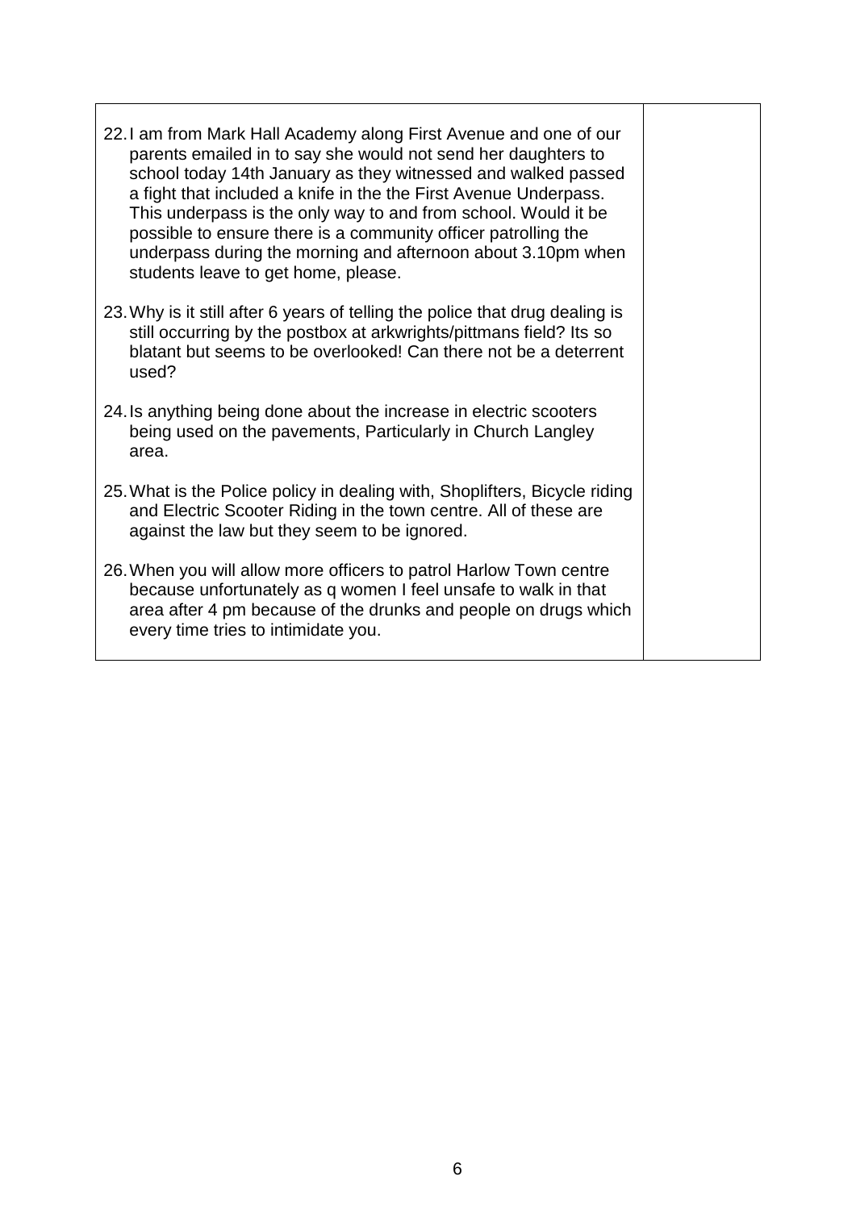| | |
|---|---|
| 22. I am from Mark Hall Academy along First Avenue and one of our parents emailed in to say she would not send her daughters to school today 14th January as they witnessed and walked passed a fight that included a knife in the the First Avenue Underpass. This underpass is the only way to and from school. Would it be possible to ensure there is a community officer patrolling the underpass during the morning and afternoon about 3.10pm when students leave to get home, please.<br><br>23. Why is it still after 6 years of telling the police that drug dealing is still occurring by the postbox at arkwrights/pittmans field? Its so blatant but seems to be overlooked! Can there not be a deterrent used?<br><br>24. Is anything being done about the increase in electric scooters being used on the pavements, Particularly in Church Langley area.<br><br>25. What is the Police policy in dealing with, Shoplifters, Bicycle riding and Electric Scooter Riding in the town centre. All of these are against the law but they seem to be ignored.<br><br>26. When you will allow more officers to patrol Harlow Town centre because unfortunately as q women I feel unsafe to walk in that area after 4 pm because of the drunks and people on drugs which every time tries to intimidate you. | |